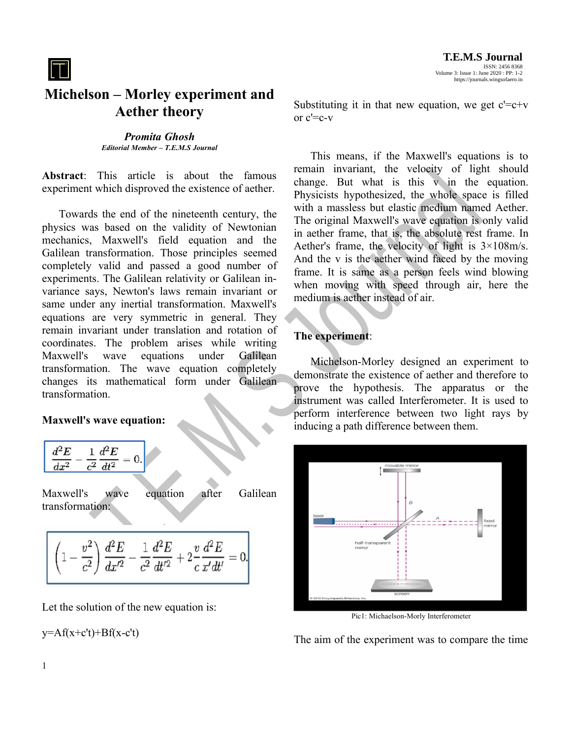# Michelson – Morley experiment and Aether theory

***Promita Ghosh***
***Editorial Member – T.E.M.S Journal***

**Abstract**: This article is about the famous experiment which disproved the existence of aether.

Towards the end of the nineteenth century, the physics was based on the validity of Newtonian mechanics, Maxwell's field equation and the Galilean transformation. Those principles seemed completely valid and passed a good number of experiments. The Galilean relativity or Galilean invariance says, Newton's laws remain invariant or same under any inertial transformation. Maxwell's equations are very symmetric in general. They remain invariant under translation and rotation of coordinates. The problem arises while writing Maxwell's wave equations under Galilean transformation. The wave equation completely changes its mathematical form under Galilean transformation.

**Maxwell's wave equation:**

$$\frac{d^2E}{dx^2} - \frac{1}{c^2}\frac{d^2E}{dt^2} = 0.$$

Maxwell's wave equation after Galilean transformation:

$$\left(1 - \frac{v^2}{c^2}\right)\frac{d^2E}{dx'^2} - \frac{1}{c^2}\frac{d^2E}{dt'^2} + 2\frac{v}{c}\frac{d^2E}{x'dt'} = 0.$$

Let the solution of the new equation is:

y=Af(x+c't)+Bf(x-c't)

Substituting it in that new equation, we get c'=c+v or c'=c-v

This means, if the Maxwell's equations is to remain invariant, the velocity of light should change. But what is this v in the equation. Physicists hypothesized, the whole space is filled with a massless but elastic medium named Aether. The original Maxwell's wave equation is only valid in aether frame, that is, the absolute rest frame. In Aether's frame, the velocity of light is 3×108m/s. And the v is the aether wind faced by the moving frame. It is same as a person feels wind blowing when moving with speed through air, here the medium is aether instead of air.

**The experiment**:

Michelson-Morley designed an experiment to demonstrate the existence of aether and therefore to prove the hypothesis. The apparatus or the instrument was called Interferometer. It is used to perform interference between two light rays by inducing a path difference between them.

Pic1: Michaelson-Morly Interferometer

The aim of the experiment was to compare the time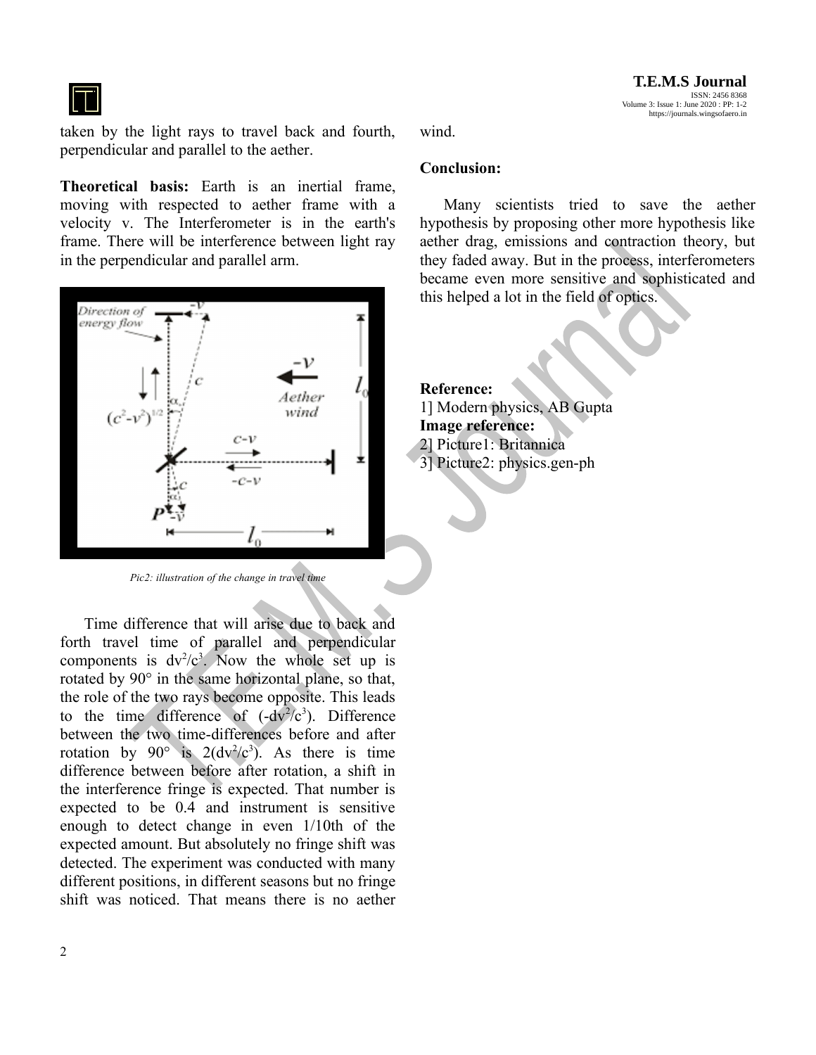taken by the light rays to travel back and fourth, perpendicular and parallel to the aether.

**Theoretical basis:** Earth is an inertial frame, moving with respected to aether frame with a velocity v. The Interferometer is in the earth's frame. There will be interference between light ray in the perpendicular and parallel arm.

Direction of energy flow

$-v$

$c$

$-v$

Aether wind

$l_0$

$(c^2-v^2)^{1/2}$

$\alpha$

$c-v$

$-c-v$

$c$

$\alpha$

$P$

$-v$

$l_0$

*Pic2: illustration of the change in travel time*

Time difference that will arise due to back and forth travel time of parallel and perpendicular components is $dv^2/c^3$. Now the whole set up is rotated by 90° in the same horizontal plane, so that, the role of the two rays become opposite. This leads to the time difference of $(-dv^2/c^3)$. Difference between the two time-differences before and after rotation by 90° is $2(dv^2/c^3)$. As there is time difference between before after rotation, a shift in the interference fringe is expected. That number is expected to be 0.4 and instrument is sensitive enough to detect change in even 1/10th of the expected amount. But absolutely no fringe shift was detected. The experiment was conducted with many different positions, in different seasons but no fringe shift was noticed. That means there is no aether wind.

**Conclusion:**

Many scientists tried to save the aether hypothesis by proposing other more hypothesis like aether drag, emissions and contraction theory, but they faded away. But in the process, interferometers became even more sensitive and sophisticated and this helped a lot in the field of optics.

**Reference:**

1] Modern physics, AB Gupta

**Image reference:**

2] Picture1: Britannica

3] Picture2: physics.gen-ph